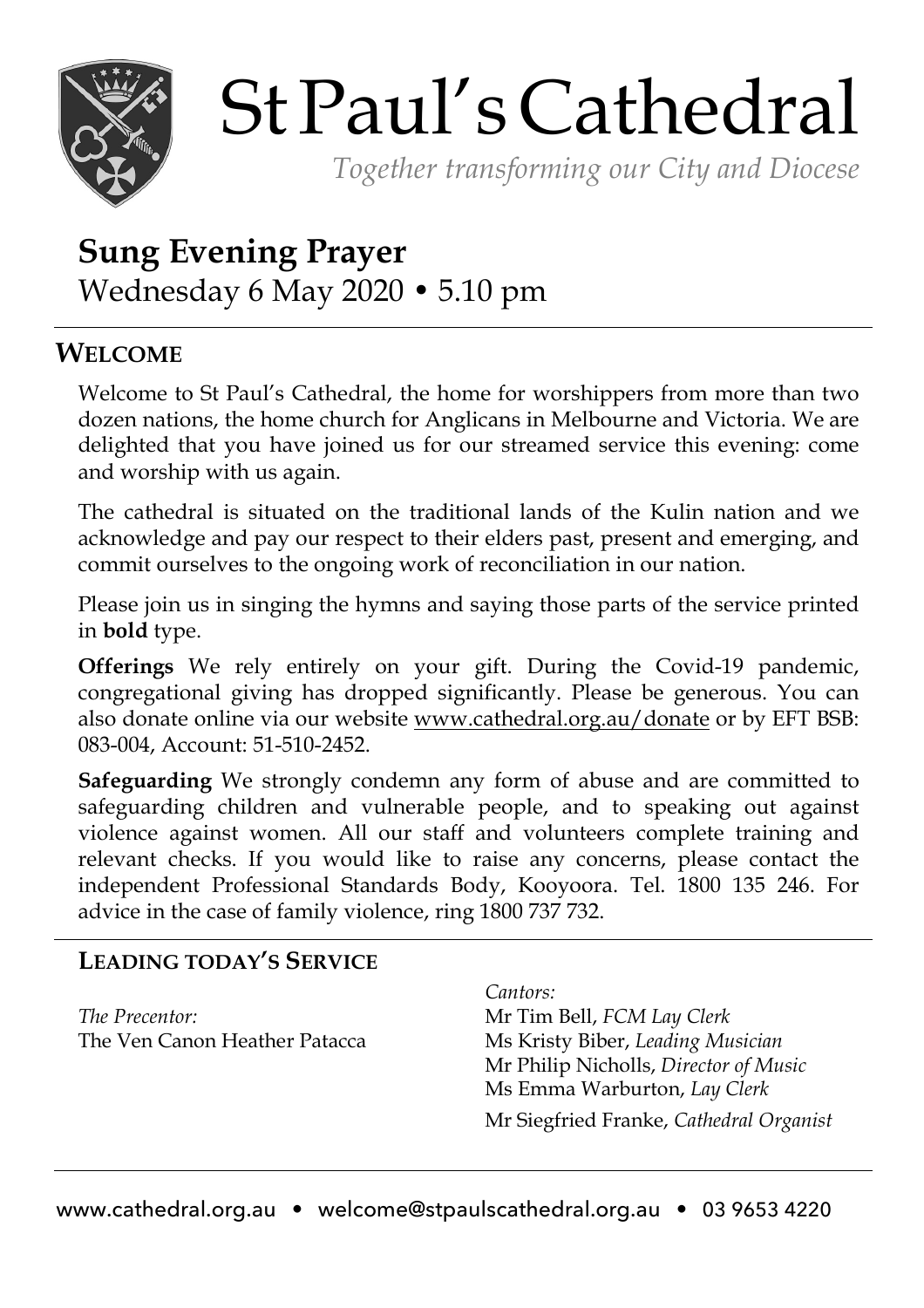# St Paul's Cathedral

*Together transforming our City and Diocese*

## Sung Evening Prayer

Wednesday 6 May 2020 • 5.10 pm

## WELCOME

Welcome to St Paul's Cathedral, the home for worshippers from more than two dozen nations, the home church for Anglicans in Melbourne and Victoria. We are delighted that you have joined us for our streamed service this evening: come and worship with us again.

The cathedral is situated on the traditional lands of the Kulin nation and we acknowledge and pay our respect to their elders past, present and emerging, and commit ourselves to the ongoing work of reconciliation in our nation.

Please join us in singing the hymns and saying those parts of the service printed in **bold** type.

**Offerings** We rely entirely on your gift. During the Covid-19 pandemic, congregational giving has dropped significantly. Please be generous. You can also donate online via our website www.cathedral.org.au/donate or by EFT BSB: 083-004, Account: 51-510-2452.

**Safeguarding** We strongly condemn any form of abuse and are committed to safeguarding children and vulnerable people, and to speaking out against violence against women. All our staff and volunteers complete training and relevant checks. If you would like to raise any concerns, please contact the independent Professional Standards Body, Kooyoora. Tel. 1800 135 246. For advice in the case of family violence, ring 1800 737 732.

### LEADING TODAY'S SERVICE

*The Precentor:*
The Ven Canon Heather Patacca

*Cantors:*
Mr Tim Bell, *FCM Lay Clerk*
Ms Kristy Biber, *Leading Musician*
Mr Philip Nicholls, *Director of Music*
Ms Emma Warburton, *Lay Clerk*

Mr Siegfried Franke, *Cathedral Organist*

www.cathedral.org.au • welcome@stpaulscathedral.org.au • 03 9653 4220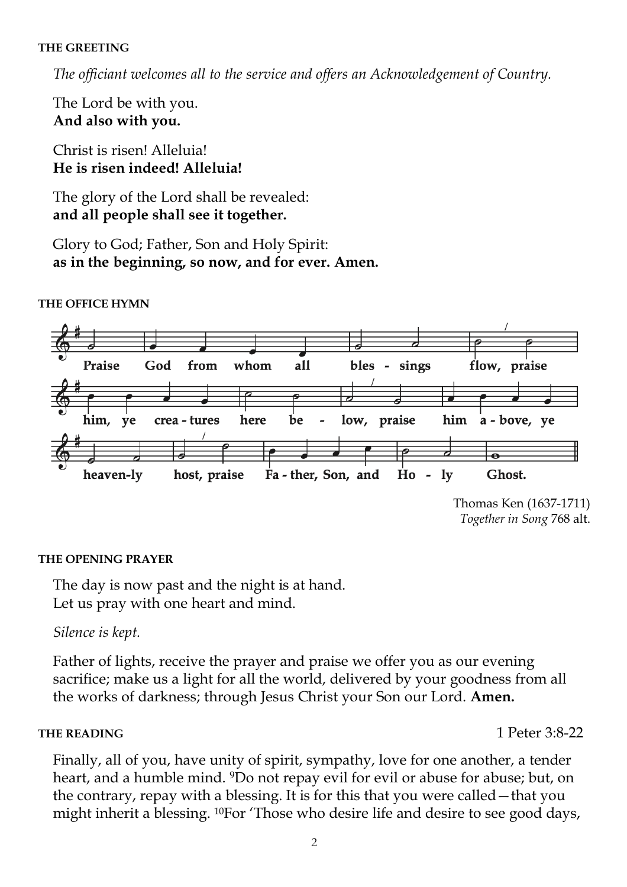#### THE GREETING

*The officiant welcomes all to the service and offers an Acknowledgement of Country.*

The Lord be with you.
**And also with you.**

Christ is risen! Alleluia!
**He is risen indeed! Alleluia!**

The glory of the Lord shall be revealed:
**and all people shall see it together.**

Glory to God; Father, Son and Holy Spirit:
**as in the beginning, so now, and for ever. Amen.**

#### THE OFFICE HYMN

**Praise God from whom all blessings flow, praise him, ye creatures here below, praise him above, ye heavenly host, praise Father, Son, and Holy Ghost.**

Thomas Ken (1637-1711)
*Together in Song* 768 alt.

#### THE OPENING PRAYER

The day is now past and the night is at hand.
Let us pray with one heart and mind.

*Silence is kept.*

Father of lights, receive the prayer and praise we offer you as our evening sacrifice; make us a light for all the world, delivered by your goodness from all the works of darkness; through Jesus Christ your Son our Lord. **Amen.**

#### THE READING — 1 Peter 3:8-22

Finally, all of you, have unity of spirit, sympathy, love for one another, a tender heart, and a humble mind. [9]Do not repay evil for evil or abuse for abuse; but, on the contrary, repay with a blessing. It is for this that you were called—that you might inherit a blessing. [10]For 'Those who desire life and desire to see good days,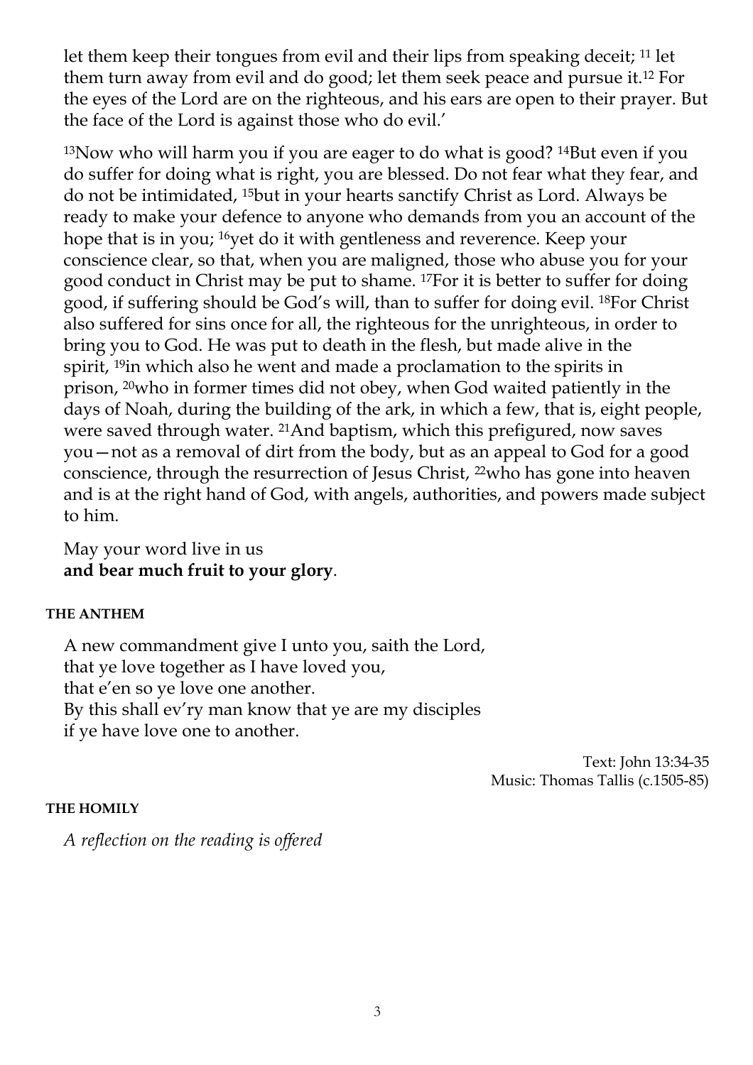let them keep their tongues from evil and their lips from speaking deceit; [11] let them turn away from evil and do good; let them seek peace and pursue it.[12] For the eyes of the Lord are on the righteous, and his ears are open to their prayer. But the face of the Lord is against those who do evil.'

[13]Now who will harm you if you are eager to do what is good? [14]But even if you do suffer for doing what is right, you are blessed. Do not fear what they fear, and do not be intimidated, [15]but in your hearts sanctify Christ as Lord. Always be ready to make your defence to anyone who demands from you an account of the hope that is in you; [16]yet do it with gentleness and reverence. Keep your conscience clear, so that, when you are maligned, those who abuse you for your good conduct in Christ may be put to shame. [17]For it is better to suffer for doing good, if suffering should be God's will, than to suffer for doing evil. [18]For Christ also suffered for sins once for all, the righteous for the unrighteous, in order to bring you to God. He was put to death in the flesh, but made alive in the spirit, [19]in which also he went and made a proclamation to the spirits in prison, [20]who in former times did not obey, when God waited patiently in the days of Noah, during the building of the ark, in which a few, that is, eight people, were saved through water. [21]And baptism, which this prefigured, now saves you—not as a removal of dirt from the body, but as an appeal to God for a good conscience, through the resurrection of Jesus Christ, [22]who has gone into heaven and is at the right hand of God, with angels, authorities, and powers made subject to him.

May your word live in us
**and bear much fruit to your glory**.

#### THE ANTHEM

A new commandment give I unto you, saith the Lord,
that ye love together as I have loved you,
that e'en so ye love one another.
By this shall ev'ry man know that ye are my disciples
if ye have love one to another.

Text: John 13:34-35
Music: Thomas Tallis (c.1505-85)

#### THE HOMILY

*A reflection on the reading is offered*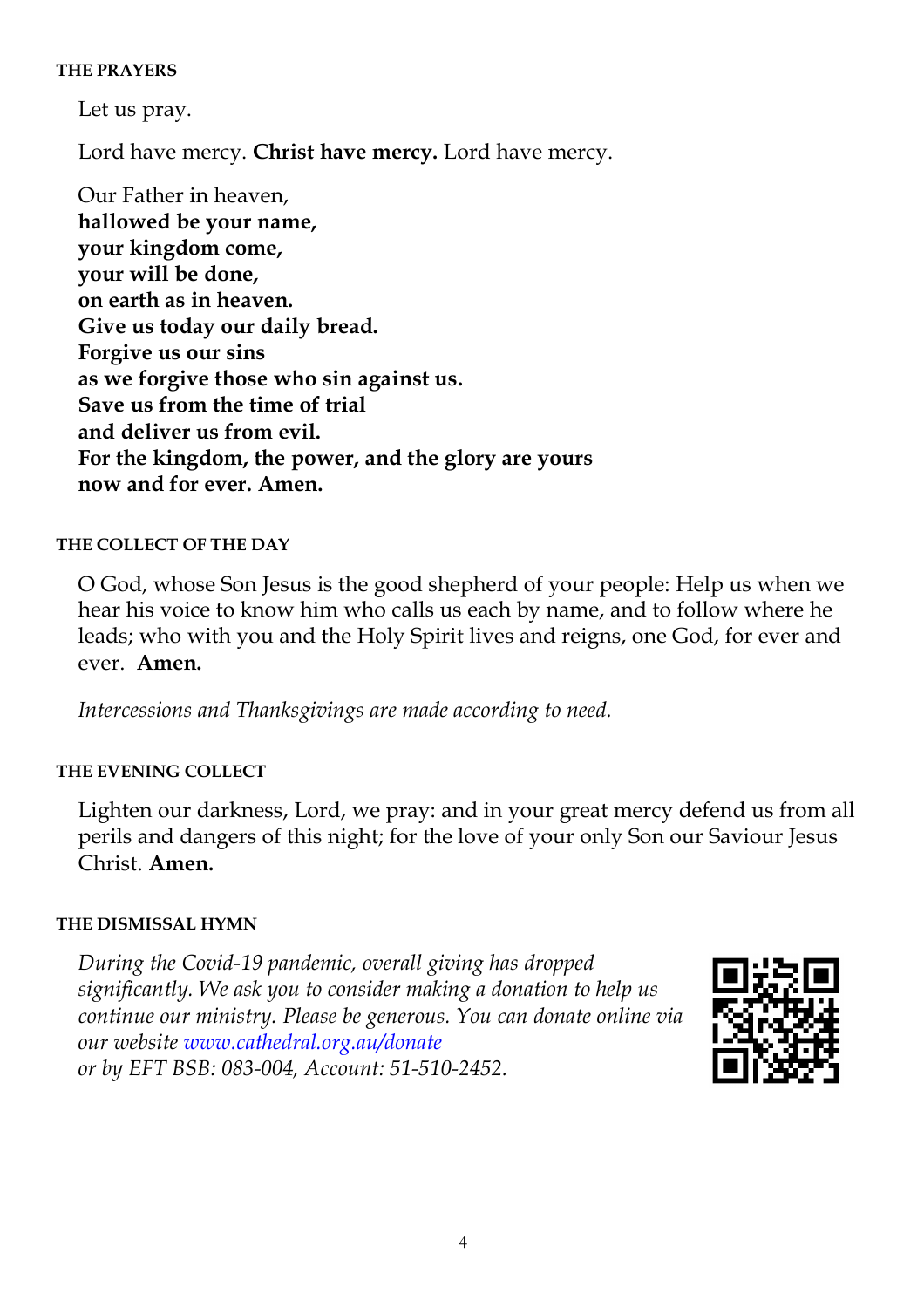#### THE PRAYERS

Let us pray.

Lord have mercy. **Christ have mercy.** Lord have mercy.

Our Father in heaven,
**hallowed be your name,**
**your kingdom come,**
**your will be done,**
**on earth as in heaven.**
**Give us today our daily bread.**
**Forgive us our sins**
**as we forgive those who sin against us.**
**Save us from the time of trial**
**and deliver us from evil.**
**For the kingdom, the power, and the glory are yours**
**now and for ever. Amen.**

#### THE COLLECT OF THE DAY

O God, whose Son Jesus is the good shepherd of your people: Help us when we hear his voice to know him who calls us each by name, and to follow where he leads; who with you and the Holy Spirit lives and reigns, one God, for ever and ever. **Amen.**

*Intercessions and Thanksgivings are made according to need.*

#### THE EVENING COLLECT

Lighten our darkness, Lord, we pray: and in your great mercy defend us from all perils and dangers of this night; for the love of your only Son our Saviour Jesus Christ. **Amen.**

#### THE DISMISSAL HYMN

*During the Covid-19 pandemic, overall giving has dropped significantly. We ask you to consider making a donation to help us continue our ministry. Please be generous. You can donate online via our website [www.cathedral.org.au/donate](www.cathedral.org.au/donate) or by EFT BSB: 083-004, Account: 51-510-2452.*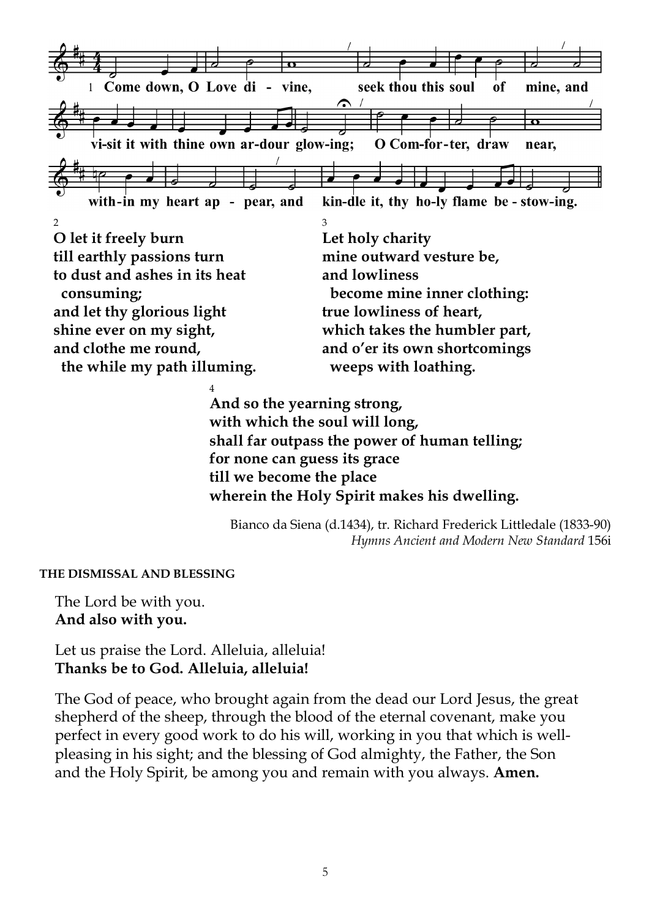1 Come down, O Love di - vine, seek thou this soul of mine, and vi-sit it with thine own ar-dour glow-ing; O Com-for-ter, draw near, with-in my heart ap - pear, and kin-dle it, thy ho-ly flame be - stow-ing.

2
**O let it freely burn**
**till earthly passions turn**
**to dust and ashes in its heat**
**consuming;**
**and let thy glorious light**
**shine ever on my sight,**
**and clothe me round,**
**the while my path illuming.**

3
**Let holy charity**
**mine outward vesture be,**
**and lowliness**
**become mine inner clothing:**
**true lowliness of heart,**
**which takes the humbler part,**
**and o'er its own shortcomings**
**weeps with loathing.**

4
**And so the yearning strong,**
**with which the soul will long,**
**shall far outpass the power of human telling;**
**for none can guess its grace**
**till we become the place**
**wherein the Holy Spirit makes his dwelling.**

Bianco da Siena (d.1434), tr. Richard Frederick Littledale (1833-90)
*Hymns Ancient and Modern New Standard* 156i

#### THE DISMISSAL AND BLESSING

The Lord be with you.
**And also with you.**

Let us praise the Lord. Alleluia, alleluia!
**Thanks be to God. Alleluia, alleluia!**

The God of peace, who brought again from the dead our Lord Jesus, the great shepherd of the sheep, through the blood of the eternal covenant, make you perfect in every good work to do his will, working in you that which is well-pleasing in his sight; and the blessing of God almighty, the Father, the Son and the Holy Spirit, be among you and remain with you always. **Amen.**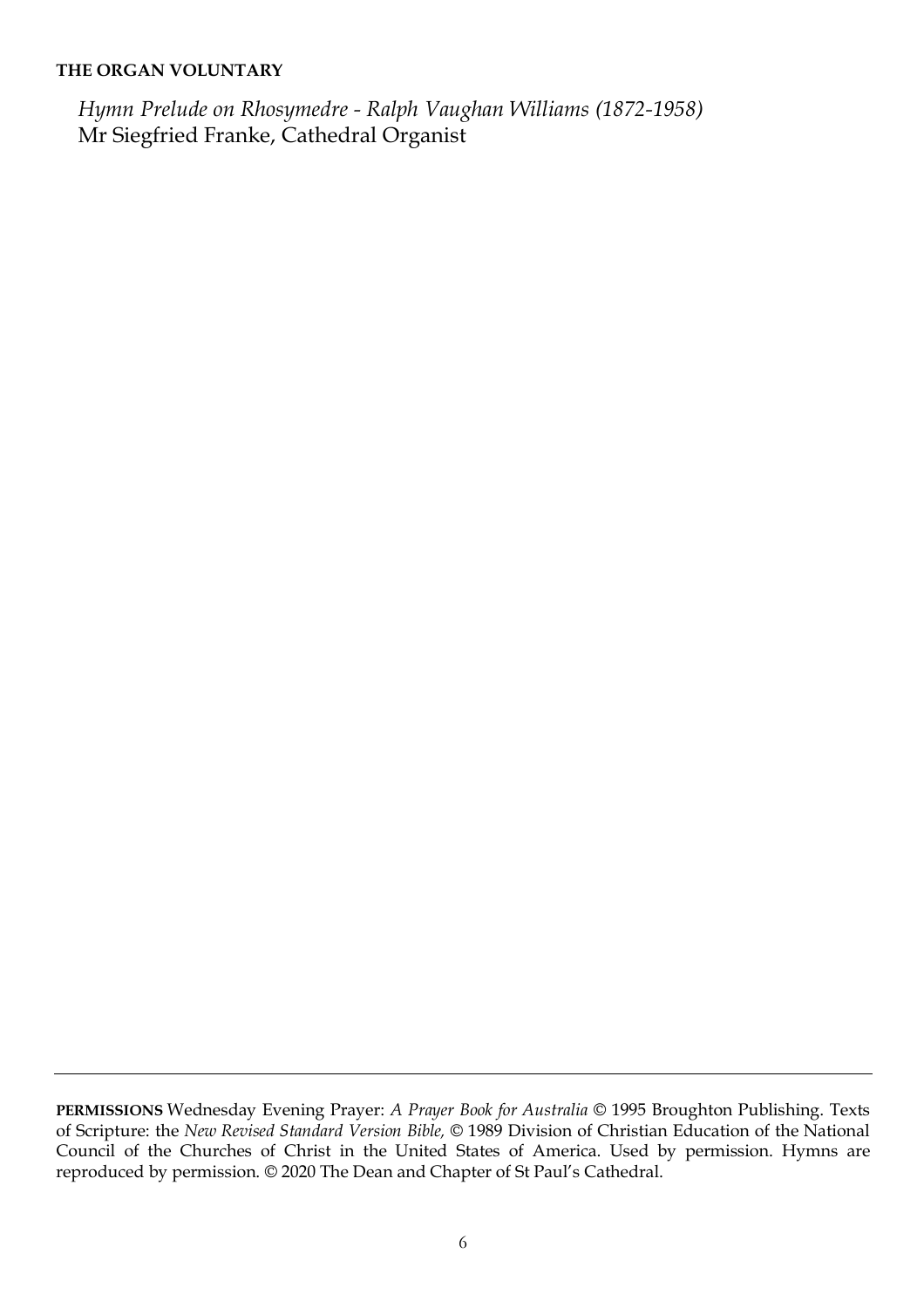**THE ORGAN VOLUNTARY**

*Hymn Prelude on Rhosymedre - Ralph Vaughan Williams (1872-1958)*
Mr Siegfried Franke, Cathedral Organist

---

**PERMISSIONS** Wednesday Evening Prayer: *A Prayer Book for Australia* © 1995 Broughton Publishing. Texts of Scripture: the *New Revised Standard Version Bible,* © 1989 Division of Christian Education of the National Council of the Churches of Christ in the United States of America. Used by permission. Hymns are reproduced by permission. © 2020 The Dean and Chapter of St Paul's Cathedral.